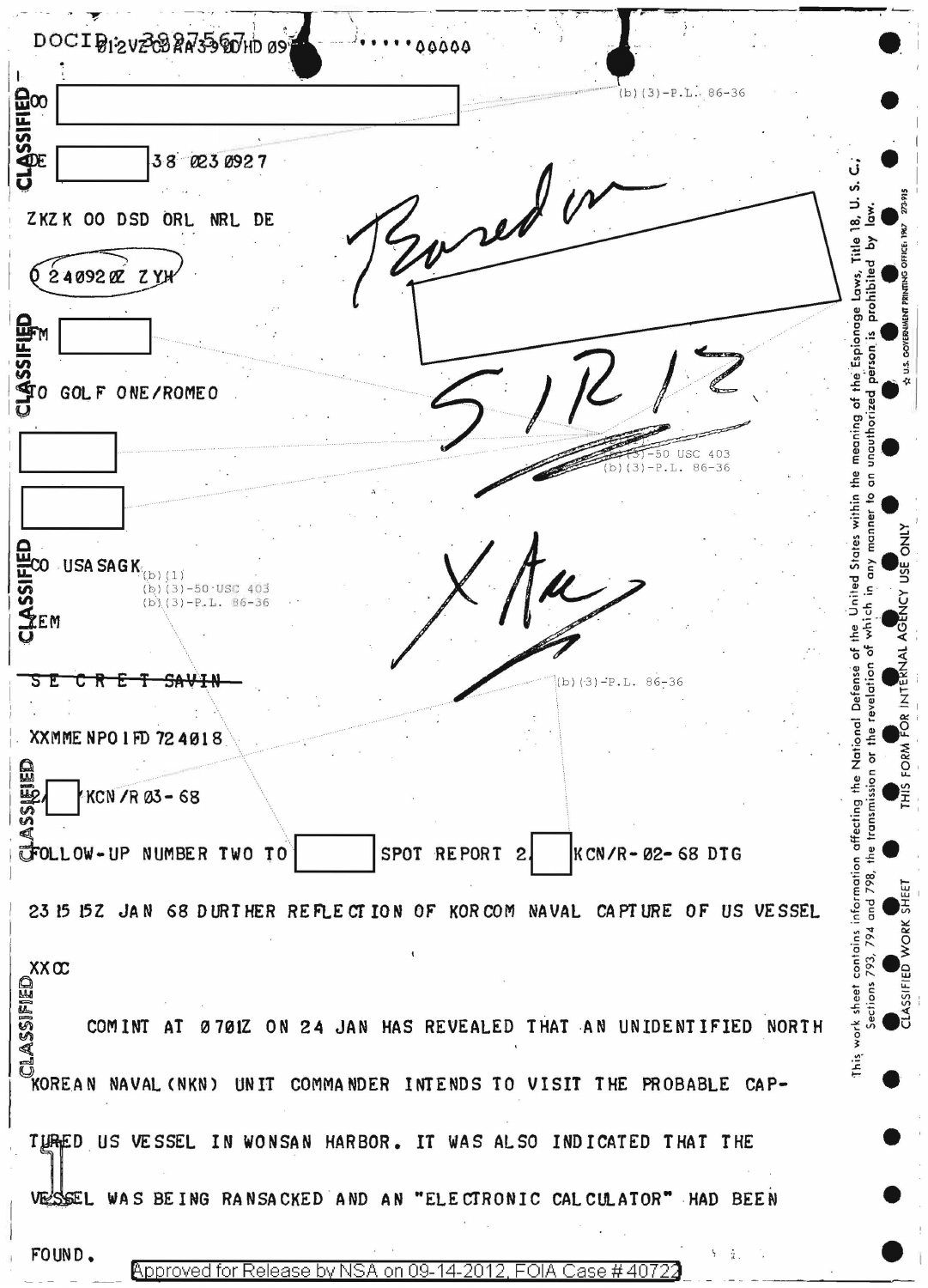DOCID: 3997567 Ø12VZCDAA39ØHD Ø9 ..... 00000

CLASSIFIED

OO [redacted] (b)(3)-P.L. 86-36

DE [redacted] 38 Ø23Ø927

ZKZK OO DSD ORL NRL DE

O 24Ø92ØZ ZYH

FM [redacted]

TO GOLF ONE/ROMEO

[redacted]

[redacted]

(b)(3)-50 USC 403
(b)(3)-P.L. 86-36

CO USASAGK

(b)(1)
(b)(3)-50 USC 403
(b)(3)-P.L. 86-36

ZEM

~~S E C R E T SAVIN~~

(b)(3)-P.L. 86-36

XXMMENPO1FD 724018

2/[redacted]/KCN/RØ3-68

FOLLOW-UP NUMBER TWO TO [redacted] SPOT REPORT 2/[redacted]KCN/R-Ø2-68 DTG

23 15 15Z JAN 68 DURTHER REFLECTION OF KORCOM NAVAL CAPTURE OF US VESSEL

XXCC

COMINT AT Ø7Ø1Z ON 24 JAN HAS REVEALED THAT AN UNIDENTIFIED NORTH KOREAN NAVAL(NKN) UNIT COMMANDER INTENDS TO VISIT THE PROBABLE CAPTURED US VESSEL IN WONSAN HARBOR. IT WAS ALSO INDICATED THAT THE VESSEL WAS BEING RANSACKED AND AN "ELECTRONIC CALCULATOR" HAD BEEN FOUND.

Approved for Release by NSA on 09-14-2012, FOIA Case # 40722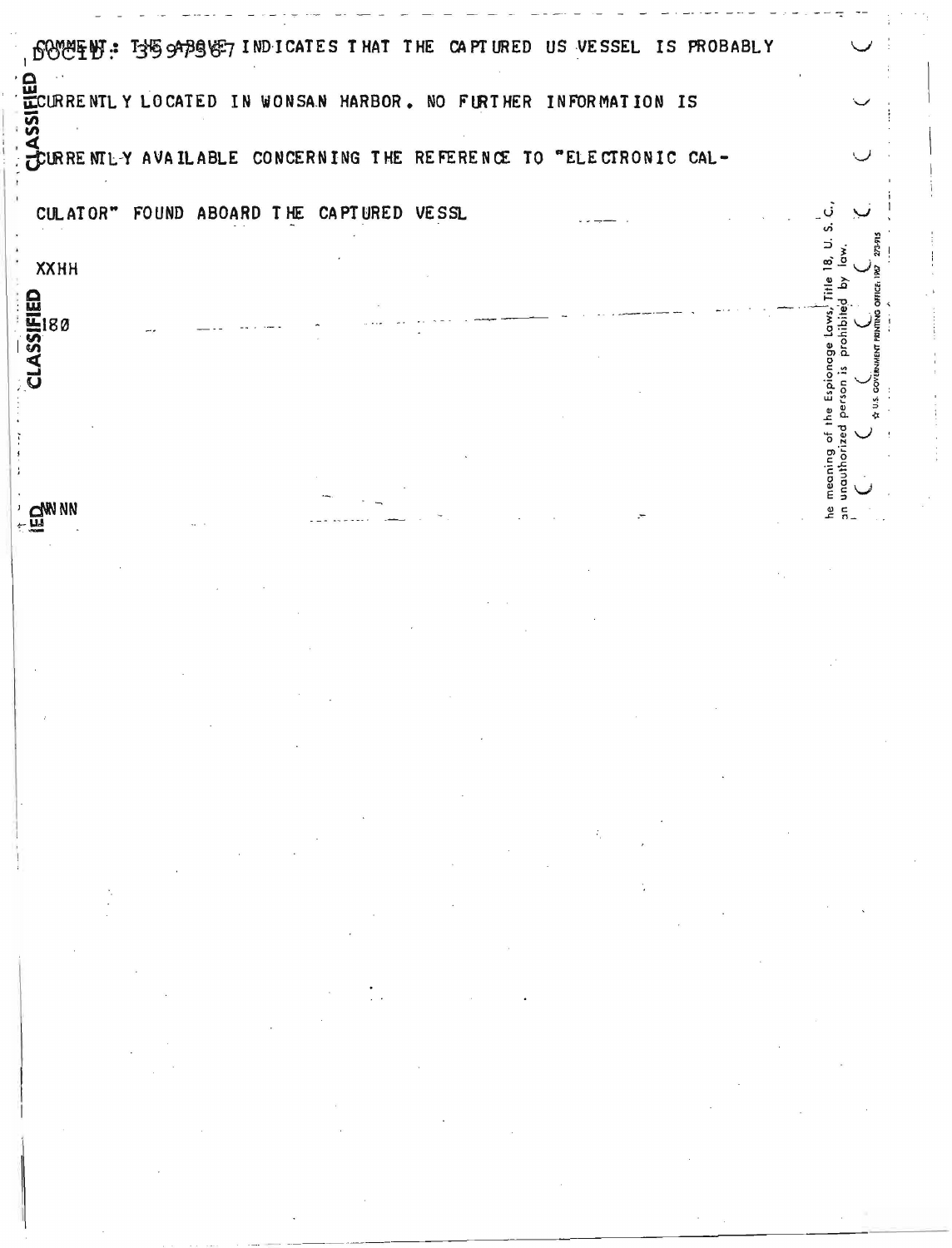COMMENT: THE ABOVE INDICATES THAT THE CAPTURED US VESSEL IS PROBABLY CURRENTLY LOCATED IN WONSAN HARBOR. NO FURTHER INFORMATION IS CURRENTLY AVAILABLE CONCERNING THE REFERENCE TO "ELECTRONIC CALCULATOR" FOUND ABOARD THE CAPTURED VESSL

XXHH

180

NNNN